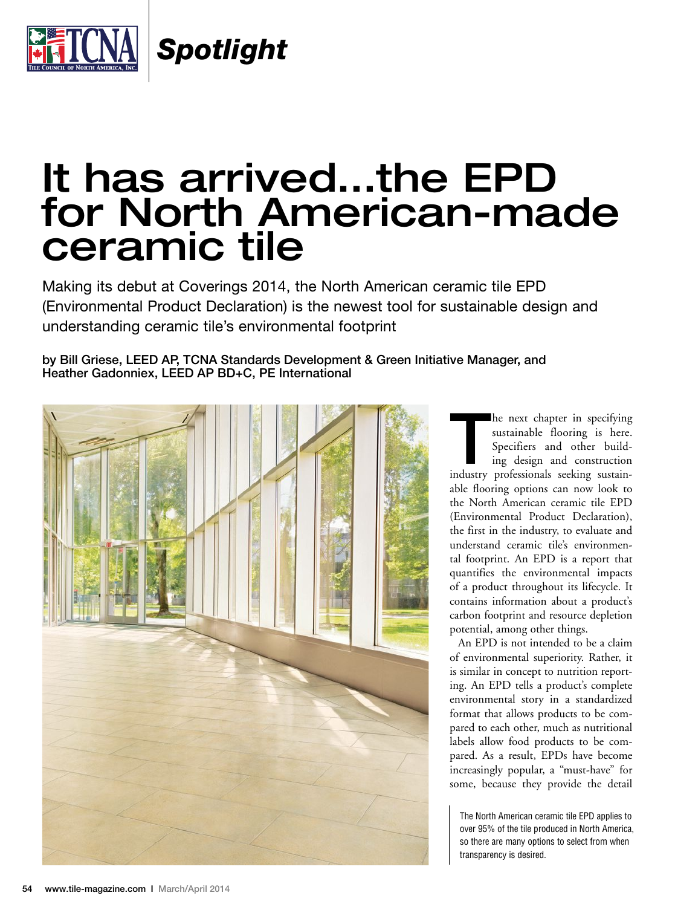Spotlight

# It has arrived...the EPD for North American-made ceramic tile

Making its debut at Coverings 2014, the North American ceramic tile EPD (Environmental Product Declaration) is the newest tool for sustainable design and understanding ceramic tile's environmental footprint

**by Bill Griese, LEED AP, TCNA Standards Development & Green Initiative Manager, and Heather Gadonniex, LEED AP BD+C, PE International**

The next chapter in specifying sustainable flooring is here. Specifiers and other building design and construction industry professionals seeking sustainable flooring options can now look to the North American ceramic tile EPD (Environmental Product Declaration), the first in the industry, to evaluate and understand ceramic tile's environmental footprint. An EPD is a report that quantifies the environmental impacts of a product throughout its lifecycle. It contains information about a product's carbon footprint and resource depletion potential, among other things.

An EPD is not intended to be a claim of environmental superiority. Rather, it is similar in concept to nutrition reporting. An EPD tells a product's complete environmental story in a standardized format that allows products to be compared to each other, much as nutritional labels allow food products to be compared. As a result, EPDs have become increasingly popular, a "must-have" for some, because they provide the detail

The North American ceramic tile EPD applies to over 95% of the tile produced in North America, so there are many options to select from when transparency is desired.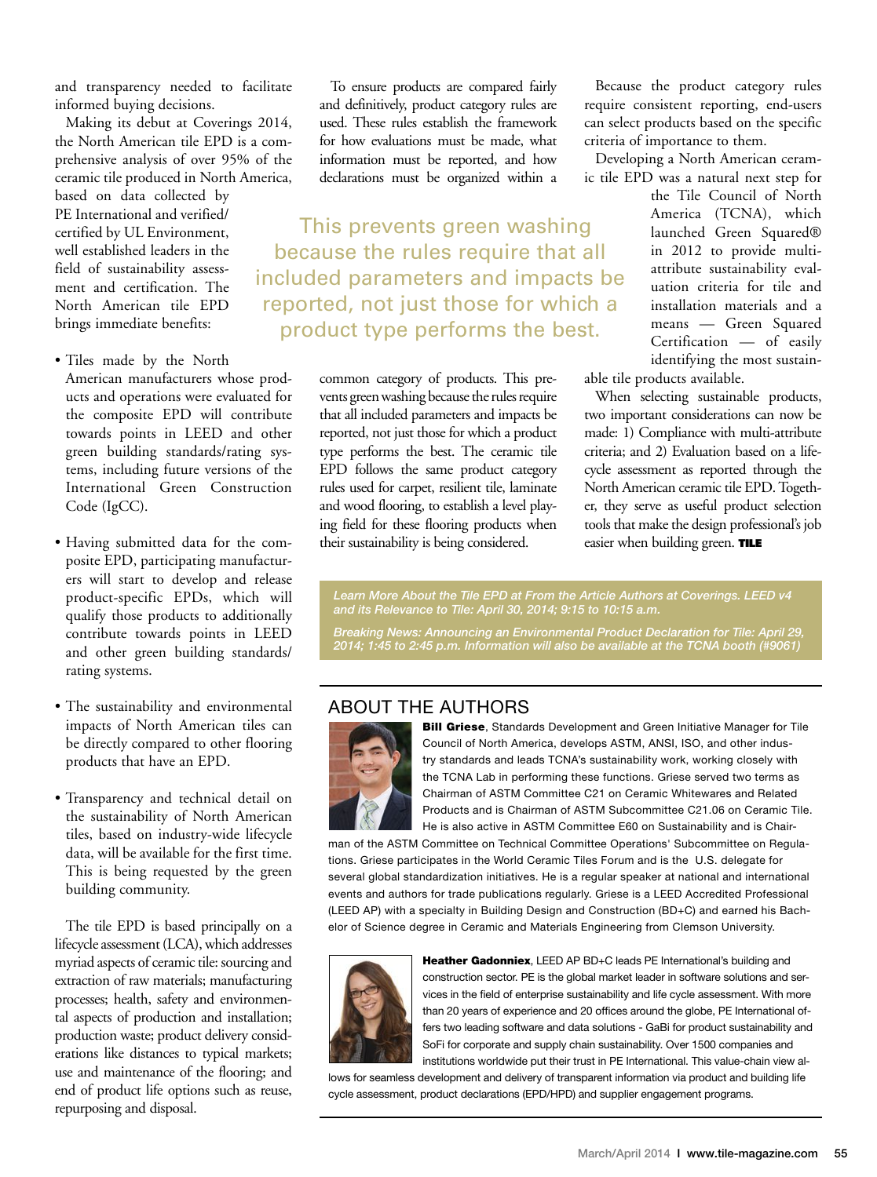and transparency needed to facilitate informed buying decisions.

Making its debut at Coverings 2014, the North American tile EPD is a comprehensive analysis of over 95% of the ceramic tile produced in North America, based on data collected by PE International and verified/certified by UL Environment, well established leaders in the field of sustainability assessment and certification. The North American tile EPD brings immediate benefits:

- Tiles made by the North American manufacturers whose products and operations were evaluated for the composite EPD will contribute towards points in LEED and other green building standards/rating systems, including future versions of the International Green Construction Code (IgCC).

- Having submitted data for the composite EPD, participating manufacturers will start to develop and release product-specific EPDs, which will qualify those products to additionally contribute towards points in LEED and other green building standards/rating systems.

- The sustainability and environmental impacts of North American tiles can be directly compared to other flooring products that have an EPD.

- Transparency and technical detail on the sustainability of North American tiles, based on industry-wide lifecycle data, will be available for the first time. This is being requested by the green building community.

The tile EPD is based principally on a lifecycle assessment (LCA), which addresses myriad aspects of ceramic tile: sourcing and extraction of raw materials; manufacturing processes; health, safety and environmental aspects of production and installation; production waste; product delivery considerations like distances to typical markets; use and maintenance of the flooring; and end of product life options such as reuse, repurposing and disposal.

To ensure products are compared fairly and definitively, product category rules are used. These rules establish the framework for how evaluations must be made, what information must be reported, and how declarations must be organized within a common category of products. This prevents green washing because the rules require that all included parameters and impacts be reported, not just those for which a product type performs the best. The ceramic tile EPD follows the same product category rules used for carpet, resilient tile, laminate and wood flooring, to establish a level playing field for these flooring products when their sustainability is being considered.

> This prevents green washing because the rules require that all included parameters and impacts be reported, not just those for which a product type performs the best.

Because the product category rules require consistent reporting, end-users can select products based on the specific criteria of importance to them.

Developing a North American ceramic tile EPD was a natural next step for the Tile Council of North America (TCNA), which launched Green Squared® in 2012 to provide multi-attribute sustainability evaluation criteria for tile and installation materials and a means — Green Squared Certification — of easily identifying the most sustainable tile products available.

When selecting sustainable products, two important considerations can now be made: 1) Compliance with multi-attribute criteria; and 2) Evaluation based on a lifecycle assessment as reported through the North American ceramic tile EPD. Together, they serve as useful product selection tools that make the design professional's job easier when building green. **TILE**

*Learn More About the Tile EPD at From the Article Authors at Coverings. LEED v4 and its Relevance to Tile: April 30, 2014; 9:15 to 10:15 a.m.*

*Breaking News: Announcing an Environmental Product Declaration for Tile: April 29, 2014; 1:45 to 2:45 p.m. Information will also be available at the TCNA booth (#9061)*

## ABOUT THE AUTHORS

**Bill Griese**, Standards Development and Green Initiative Manager for Tile Council of North America, develops ASTM, ANSI, ISO, and other industry standards and leads TCNA's sustainability work, working closely with the TCNA Lab in performing these functions. Griese served two terms as Chairman of ASTM Committee C21 on Ceramic Whitewares and Related Products and is Chairman of ASTM Subcommittee C21.06 on Ceramic Tile. He is also active in ASTM Committee E60 on Sustainability and is Chairman of the ASTM Committee on Technical Committee Operations' Subcommittee on Regulations. Griese participates in the World Ceramic Tiles Forum and is the U.S. delegate for several global standardization initiatives. He is a regular speaker at national and international events and authors for trade publications regularly. Griese is a LEED Accredited Professional (LEED AP) with a specialty in Building Design and Construction (BD+C) and earned his Bachelor of Science degree in Ceramic and Materials Engineering from Clemson University.

**Heather Gadonniex**, LEED AP BD+C leads PE International's building and construction sector. PE is the global market leader in software solutions and services in the field of enterprise sustainability and life cycle assessment. With more than 20 years of experience and 20 offices around the globe, PE International offers two leading software and data solutions - GaBi for product sustainability and SoFi for corporate and supply chain sustainability. Over 1500 companies and institutions worldwide put their trust in PE International. This value-chain view allows for seamless development and delivery of transparent information via product and building life cycle assessment, product declarations (EPD/HPD) and supplier engagement programs.